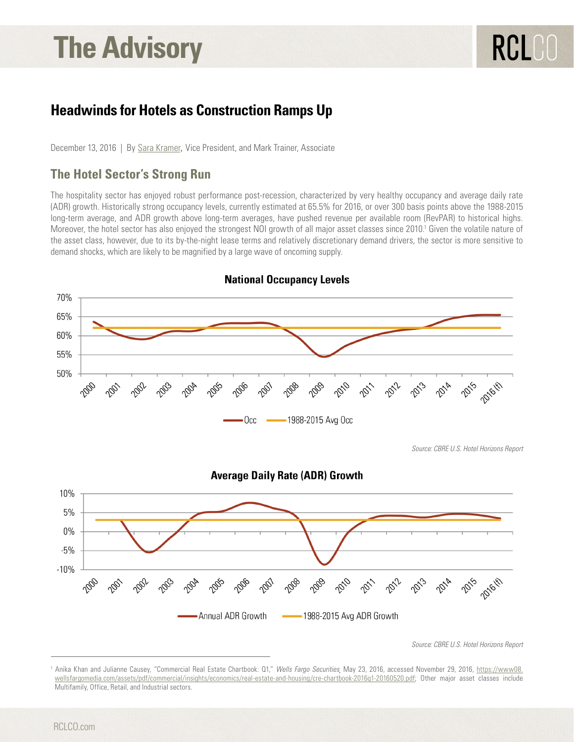# The Advisory

## Headwinds for Hotels as Construction Ramps Up

December 13, 2016 | By Sara Kramer, Vice President, and Mark Trainer, Associate

### The Hotel Sector's Strong Run

The hospitality sector has enjoyed robust performance post-recession, characterized by very healthy occupancy and average daily rate (ADR) growth. Historically strong occupancy levels, currently estimated at 65.5% for 2016, or over 300 basis points above the 1988-2015 long-term average, and ADR growth above long-term averages, have pushed revenue per available room (RevPAR) to historical highs. Moreover, the hotel sector has also enjoyed the strongest NOI growth of all major asset classes since 2010.[1] Given the volatile nature of the asset class, however, due to its by-the-night lease terms and relatively discretionary demand drivers, the sector is more sensitive to demand shocks, which are likely to be magnified by a large wave of oncoming supply.

**National Occupancy Levels**

Occ — 1988-2015 Avg Occ

*Source: CBRE U.S. Hotel Horizons Report*

**Average Daily Rate (ADR) Growth**

Annual ADR Growth — 1988-2015 Avg ADR Growth

*Source: CBRE U.S. Hotel Horizons Report*

---

[1] Anika Khan and Julianne Causey, "Commercial Real Estate Chartbook: Q1," *Wells Fargo Securities*, May 23, 2016, accessed November 29, 2016, https://www08.wellsfargomedia.com/assets/pdf/commercial/insights/economics/real-estate-and-housing/cre-chartbook-2016q1-20160520.pdf; Other major asset classes include Multifamily, Office, Retail, and Industrial sectors.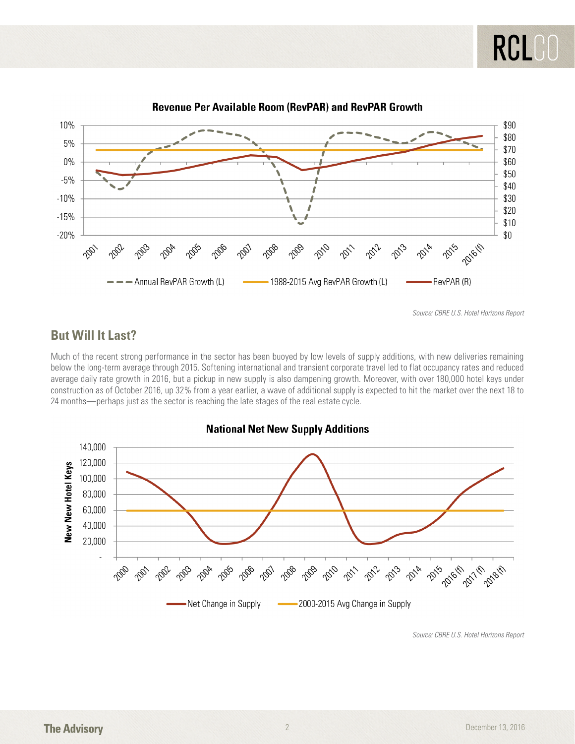**Revenue Per Available Room (RevPAR) and RevPAR Growth**

Annual RevPAR Growth (L) | 1988-2015 Avg RevPAR Growth (L) | RevPAR (R)

*Source: CBRE U.S. Hotel Horizons Report*

## But Will It Last?

Much of the recent strong performance in the sector has been buoyed by low levels of supply additions, with new deliveries remaining below the long-term average through 2015. Softening international and transient corporate travel led to flat occupancy rates and reduced average daily rate growth in 2016, but a pickup in new supply is also dampening growth. Moreover, with over 180,000 hotel keys under construction as of October 2016, up 32% from a year earlier, a wave of additional supply is expected to hit the market over the next 18 to 24 months—perhaps just as the sector is reaching the late stages of the real estate cycle.

**National Net New Supply Additions**

Net Change in Supply | 2000-2015 Avg Change in Supply

*Source: CBRE U.S. Hotel Horizons Report*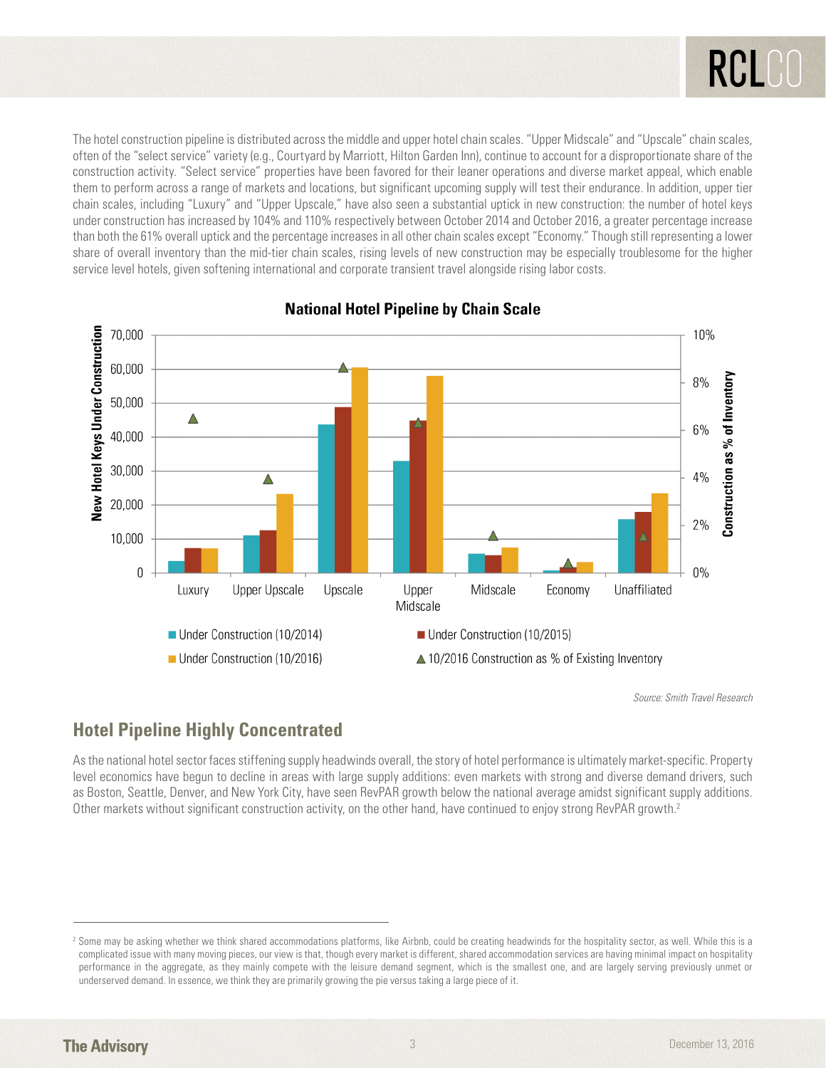The hotel construction pipeline is distributed across the middle and upper hotel chain scales. "Upper Midscale" and "Upscale" chain scales, often of the "select service" variety (e.g., Courtyard by Marriott, Hilton Garden Inn), continue to account for a disproportionate share of the construction activity. "Select service" properties have been favored for their leaner operations and diverse market appeal, which enable them to perform across a range of markets and locations, but significant upcoming supply will test their endurance. In addition, upper tier chain scales, including "Luxury" and "Upper Upscale," have also seen a substantial uptick in new construction: the number of hotel keys under construction has increased by 104% and 110% respectively between October 2014 and October 2016, a greater percentage increase than both the 61% overall uptick and the percentage increases in all other chain scales except "Economy." Though still representing a lower share of overall inventory than the mid-tier chain scales, rising levels of new construction may be especially troublesome for the higher service level hotels, given softening international and corporate transient travel alongside rising labor costs.

**National Hotel Pipeline by Chain Scale**

*Source: Smith Travel Research*

## Hotel Pipeline Highly Concentrated

As the national hotel sector faces stiffening supply headwinds overall, the story of hotel performance is ultimately market-specific. Property level economics have begun to decline in areas with large supply additions: even markets with strong and diverse demand drivers, such as Boston, Seattle, Denver, and New York City, have seen RevPAR growth below the national average amidst significant supply additions. Other markets without significant construction activity, on the other hand, have continued to enjoy strong RevPAR growth.[2]

[2] Some may be asking whether we think shared accommodations platforms, like Airbnb, could be creating headwinds for the hospitality sector, as well. While this is a complicated issue with many moving pieces, our view is that, though every market is different, shared accommodation services are having minimal impact on hospitality performance in the aggregate, as they mainly compete with the leisure demand segment, which is the smallest one, and are largely serving previously unmet or underserved demand. In essence, we think they are primarily growing the pie versus taking a large piece of it.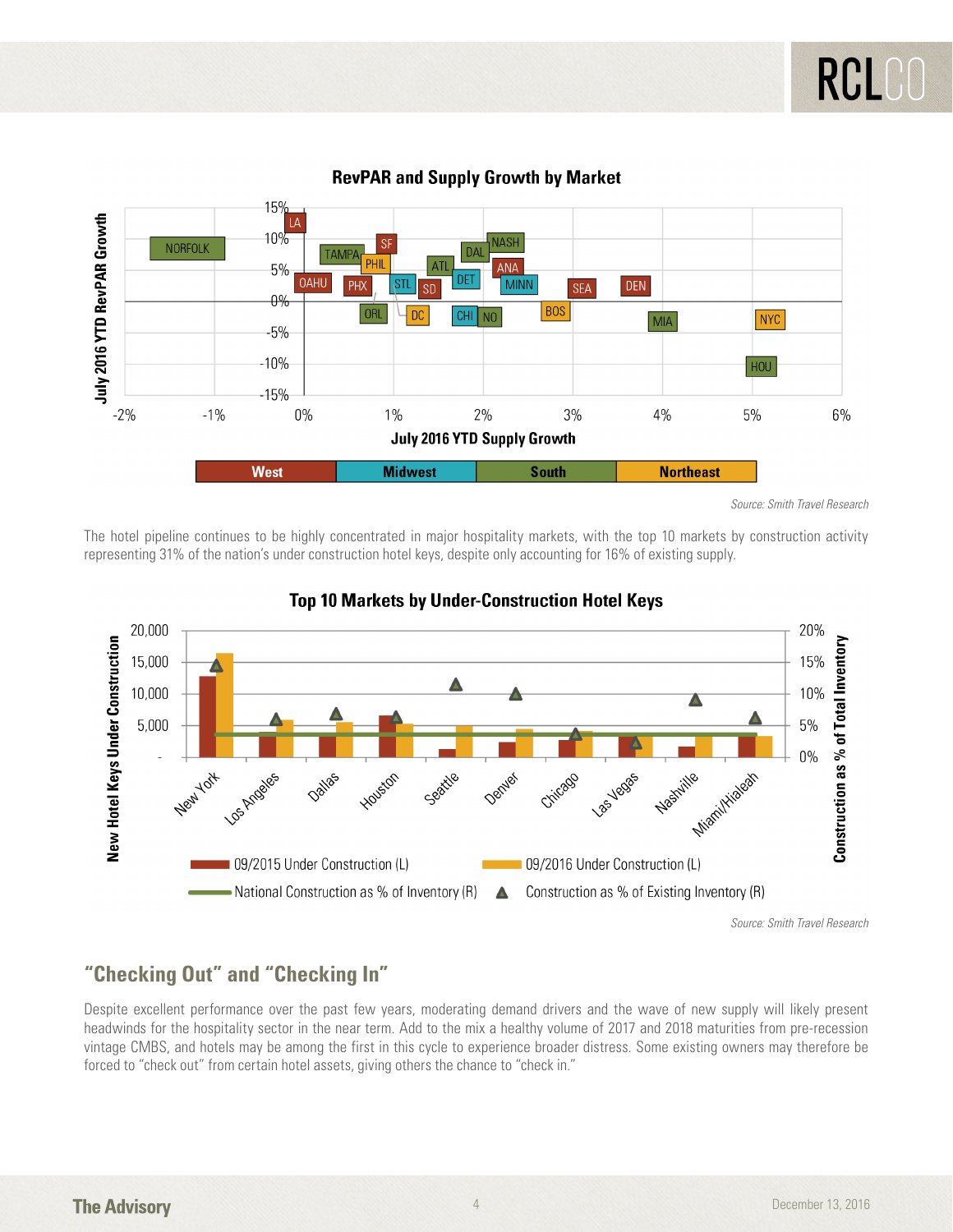**RevPAR and Supply Growth by Market**

*Source: Smith Travel Research*

The hotel pipeline continues to be highly concentrated in major hospitality markets, with the top 10 markets by construction activity representing 31% of the nation's under construction hotel keys, despite only accounting for 16% of existing supply.

**Top 10 Markets by Under-Construction Hotel Keys**

*Source: Smith Travel Research*

## "Checking Out" and "Checking In"

Despite excellent performance over the past few years, moderating demand drivers and the wave of new supply will likely present headwinds for the hospitality sector in the near term. Add to the mix a healthy volume of 2017 and 2018 maturities from pre-recession vintage CMBS, and hotels may be among the first in this cycle to experience broader distress. Some existing owners may therefore be forced to "check out" from certain hotel assets, giving others the chance to "check in."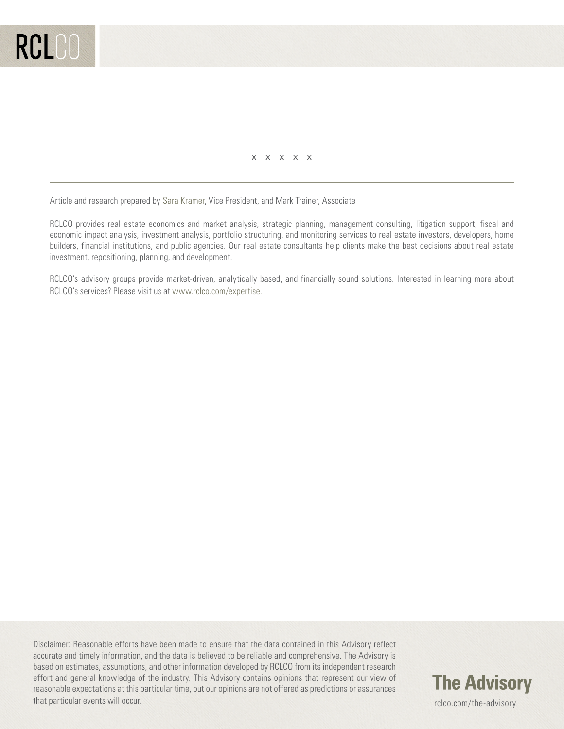x x x x x

---

Article and research prepared by [Sara Kramer], Vice President, and Mark Trainer, Associate

RCLCO provides real estate economics and market analysis, strategic planning, management consulting, litigation support, fiscal and economic impact analysis, investment analysis, portfolio structuring, and monitoring services to real estate investors, developers, home builders, financial institutions, and public agencies. Our real estate consultants help clients make the best decisions about real estate investment, repositioning, planning, and development.

RCLCO's advisory groups provide market-driven, analytically based, and financially sound solutions. Interested in learning more about RCLCO's services? Please visit us at www.rclco.com/expertise.

Disclaimer: Reasonable efforts have been made to ensure that the data contained in this Advisory reflect accurate and timely information, and the data is believed to be reliable and comprehensive. The Advisory is based on estimates, assumptions, and other information developed by RCLCO from its independent research effort and general knowledge of the industry. This Advisory contains opinions that represent our view of reasonable expectations at this particular time, but our opinions are not offered as predictions or assurances that particular events will occur.

**The Advisory**

rclco.com/the-advisory